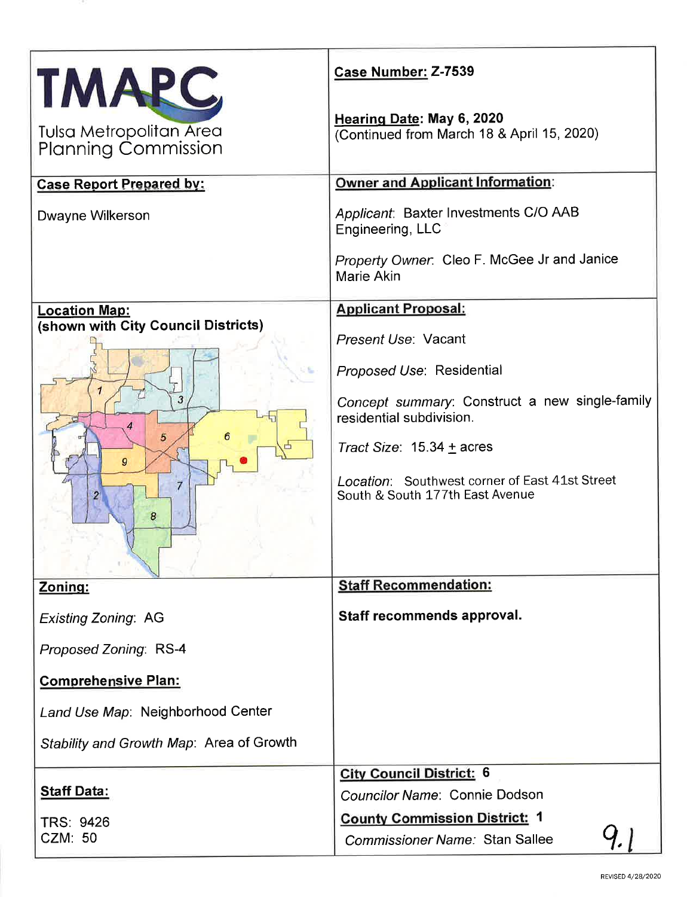# TMAPC

Tulsa Metropolitan Area Planning Commission

**Case Number:** Z-7539

**Hearing Date:** May 6, 2020
(Continued from March 18 & April 15, 2020)

**Case Report Prepared by:**

Dwayne Wilkerson

**Owner and Applicant Information:**

*Applicant*: Baxter Investments C/O AAB Engineering, LLC

*Property Owner*. Cleo F. McGee Jr and Janice Marie Akin

**Location Map:**
**(shown with City Council Districts)**

**Applicant Proposal:**

*Present Use*: Vacant

*Proposed Use*: Residential

*Concept summary*: Construct a new single-family residential subdivision.

*Tract Size*: 15.34 ± acres

*Location*: Southwest corner of East 41st Street South & South 177th East Avenue

**Zoning:**

*Existing Zoning*: AG

*Proposed Zoning*: RS-4

**Comprehensive Plan:**

*Land Use Map*: Neighborhood Center

*Stability and Growth Map*: Area of Growth

**Staff Recommendation:**

**Staff recommends approval.**

**Staff Data:**

TRS: 9426
CZM: 50

**City Council District:** 6

*Councilor Name*: Connie Dodson

**County Commission District:** 1

*Commissioner Name*: Stan Sallee

9.1

REVISED 4/28/2020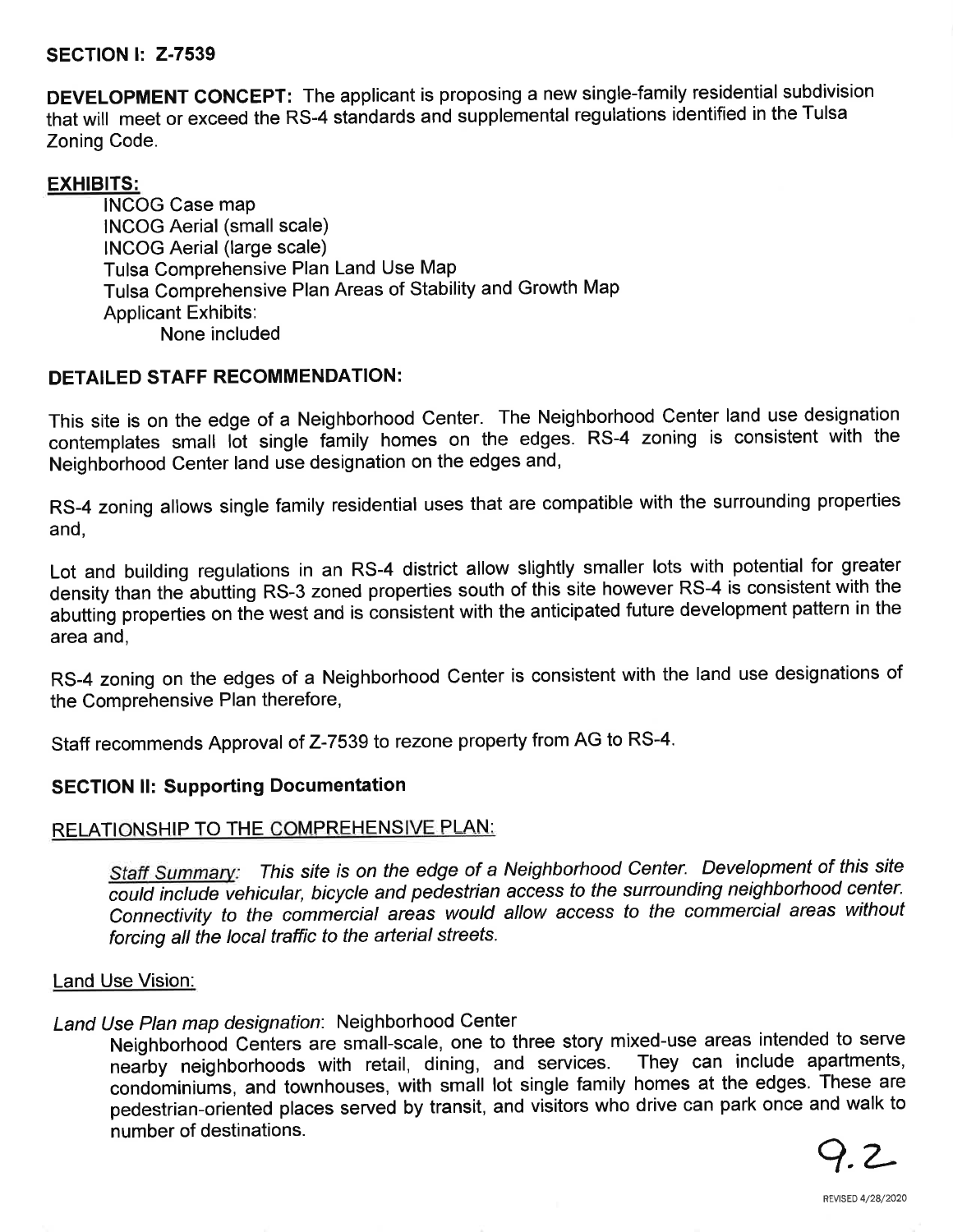## SECTION I: Z-7539

**DEVELOPMENT CONCEPT:** The applicant is proposing a new single-family residential subdivision that will meet or exceed the RS-4 standards and supplemental regulations identified in the Tulsa Zoning Code.

**EXHIBITS:**

INCOG Case map
INCOG Aerial (small scale)
INCOG Aerial (large scale)
Tulsa Comprehensive Plan Land Use Map
Tulsa Comprehensive Plan Areas of Stability and Growth Map
Applicant Exhibits:
None included

### DETAILED STAFF RECOMMENDATION:

This site is on the edge of a Neighborhood Center. The Neighborhood Center land use designation contemplates small lot single family homes on the edges. RS-4 zoning is consistent with the Neighborhood Center land use designation on the edges and,

RS-4 zoning allows single family residential uses that are compatible with the surrounding properties and,

Lot and building regulations in an RS-4 district allow slightly smaller lots with potential for greater density than the abutting RS-3 zoned properties south of this site however RS-4 is consistent with the abutting properties on the west and is consistent with the anticipated future development pattern in the area and,

RS-4 zoning on the edges of a Neighborhood Center is consistent with the land use designations of the Comprehensive Plan therefore,

Staff recommends Approval of Z-7539 to rezone property from AG to RS-4.

## SECTION II: Supporting Documentation

### RELATIONSHIP TO THE COMPREHENSIVE PLAN:

*Staff Summary: This site is on the edge of a Neighborhood Center. Development of this site could include vehicular, bicycle and pedestrian access to the surrounding neighborhood center. Connectivity to the commercial areas would allow access to the commercial areas without forcing all the local traffic to the arterial streets.*

Land Use Vision:

*Land Use Plan map designation*: Neighborhood Center

Neighborhood Centers are small-scale, one to three story mixed-use areas intended to serve nearby neighborhoods with retail, dining, and services. They can include apartments, condominiums, and townhouses, with small lot single family homes at the edges. These are pedestrian-oriented places served by transit, and visitors who drive can park once and walk to number of destinations.

9.2

REVISED 4/28/2020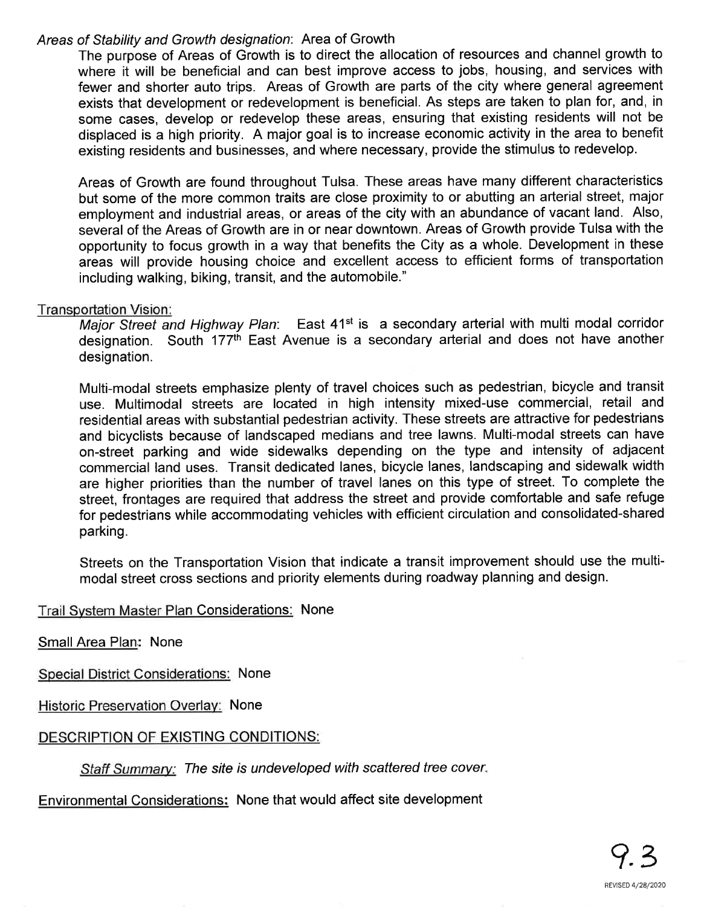*Areas of Stability and Growth designation*: Area of Growth

The purpose of Areas of Growth is to direct the allocation of resources and channel growth to where it will be beneficial and can best improve access to jobs, housing, and services with fewer and shorter auto trips. Areas of Growth are parts of the city where general agreement exists that development or redevelopment is beneficial. As steps are taken to plan for, and, in some cases, develop or redevelop these areas, ensuring that existing residents will not be displaced is a high priority. A major goal is to increase economic activity in the area to benefit existing residents and businesses, and where necessary, provide the stimulus to redevelop.

Areas of Growth are found throughout Tulsa. These areas have many different characteristics but some of the more common traits are close proximity to or abutting an arterial street, major employment and industrial areas, or areas of the city with an abundance of vacant land. Also, several of the Areas of Growth are in or near downtown. Areas of Growth provide Tulsa with the opportunity to focus growth in a way that benefits the City as a whole. Development in these areas will provide housing choice and excellent access to efficient forms of transportation including walking, biking, transit, and the automobile."

Transportation Vision:

*Major Street and Highway Plan*: East 41st is a secondary arterial with multi modal corridor designation. South 177th East Avenue is a secondary arterial and does not have another designation.

Multi-modal streets emphasize plenty of travel choices such as pedestrian, bicycle and transit use. Multimodal streets are located in high intensity mixed-use commercial, retail and residential areas with substantial pedestrian activity. These streets are attractive for pedestrians and bicyclists because of landscaped medians and tree lawns. Multi-modal streets can have on-street parking and wide sidewalks depending on the type and intensity of adjacent commercial land uses. Transit dedicated lanes, bicycle lanes, landscaping and sidewalk width are higher priorities than the number of travel lanes on this type of street. To complete the street, frontages are required that address the street and provide comfortable and safe refuge for pedestrians while accommodating vehicles with efficient circulation and consolidated-shared parking.

Streets on the Transportation Vision that indicate a transit improvement should use the multi-modal street cross sections and priority elements during roadway planning and design.

Trail System Master Plan Considerations: None

Small Area Plan: None

Special District Considerations: None

Historic Preservation Overlay: None

DESCRIPTION OF EXISTING CONDITIONS:

*Staff Summary: The site is undeveloped with scattered tree cover.*

Environmental Considerations: None that would affect site development

9.3

REVISED 4/28/2020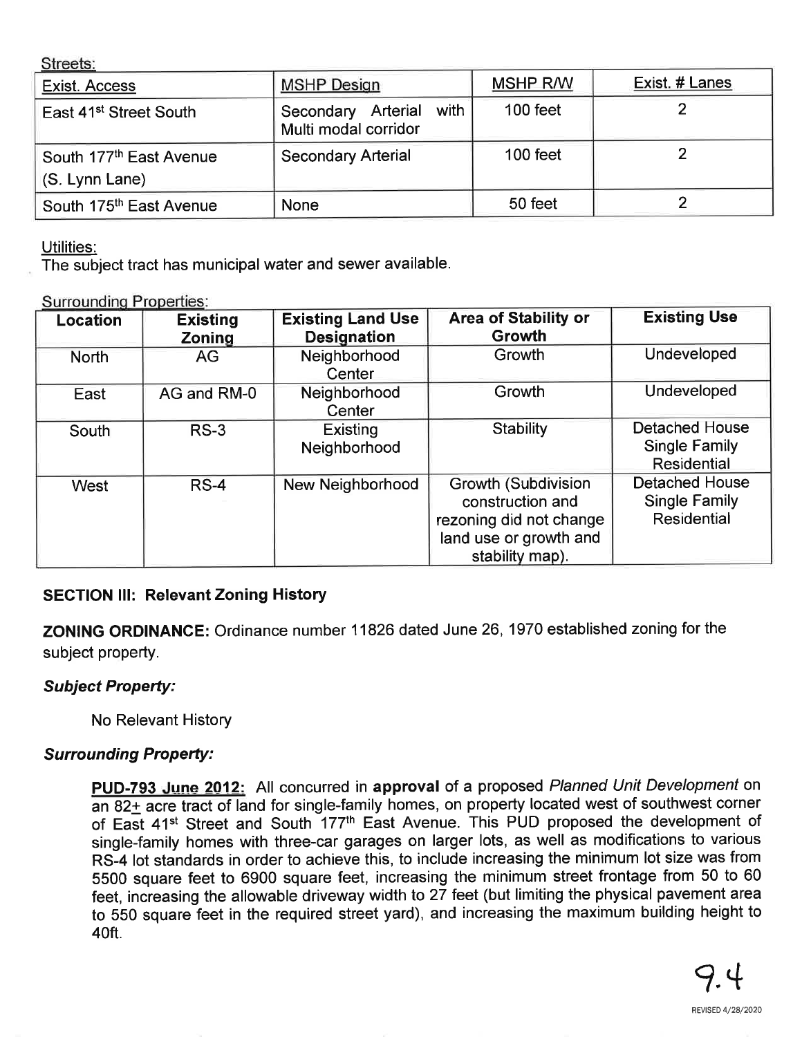Streets:

| Exist. Access | MSHP Design | MSHP R/W | Exist. # Lanes |
|---|---|---|---|
| East 41st Street South | Secondary Arterial with Multi modal corridor | 100 feet | 2 |
| South 177th East Avenue (S. Lynn Lane) | Secondary Arterial | 100 feet | 2 |
| South 175th East Avenue | None | 50 feet | 2 |

Utilities:
The subject tract has municipal water and sewer available.

Surrounding Properties:

| Location | Existing Zoning | Existing Land Use Designation | Area of Stability or Growth | Existing Use |
|---|---|---|---|---|
| North | AG | Neighborhood Center | Growth | Undeveloped |
| East | AG and RM-0 | Neighborhood Center | Growth | Undeveloped |
| South | RS-3 | Existing Neighborhood | Stability | Detached House Single Family Residential |
| West | RS-4 | New Neighborhood | Growth (Subdivision construction and rezoning did not change land use or growth and stability map). | Detached House Single Family Residential |

## SECTION III: Relevant Zoning History

**ZONING ORDINANCE:** Ordinance number 11826 dated June 26, 1970 established zoning for the subject property.

***Subject Property:***

No Relevant History

***Surrounding Property:***

**PUD-793 June 2012:** All concurred in **approval** of a proposed *Planned Unit Development* on an 82± acre tract of land for single-family homes, on property located west of southwest corner of East 41st Street and South 177th East Avenue. This PUD proposed the development of single-family homes with three-car garages on larger lots, as well as modifications to various RS-4 lot standards in order to achieve this, to include increasing the minimum lot size was from 5500 square feet to 6900 square feet, increasing the minimum street frontage from 50 to 60 feet, increasing the allowable driveway width to 27 feet (but limiting the physical pavement area to 550 square feet in the required street yard), and increasing the maximum building height to 40ft.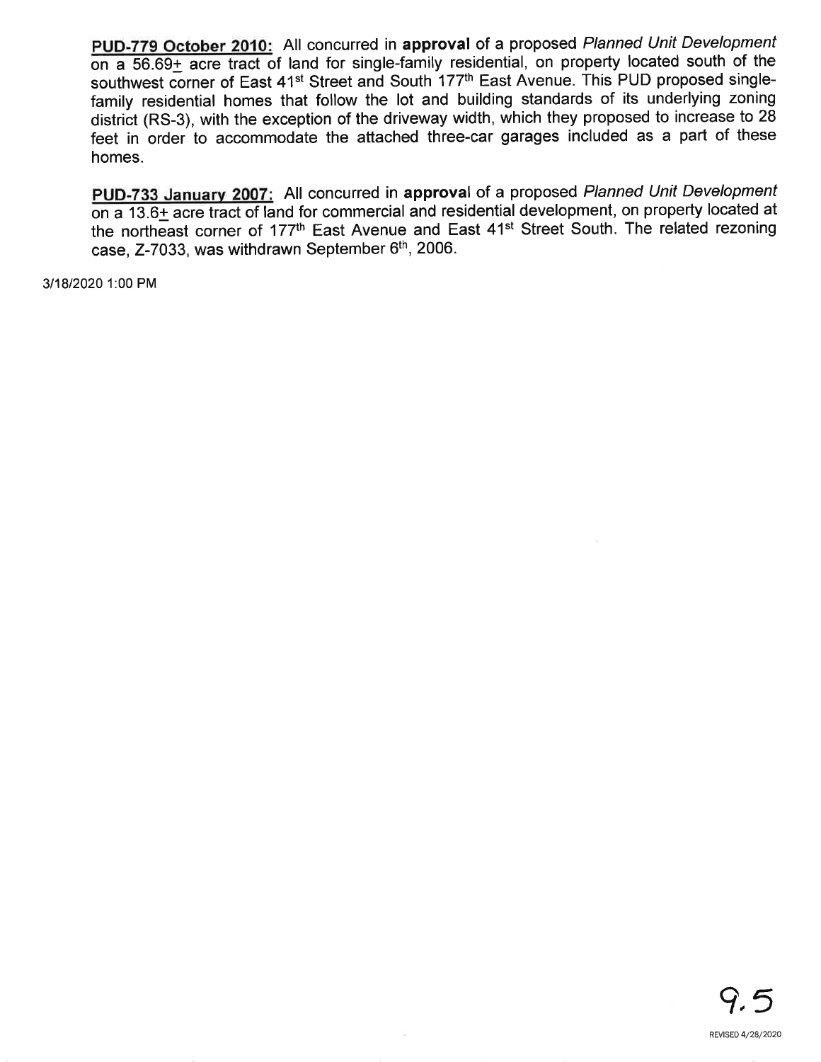**PUD-779 October 2010:** All concurred in **approval** of a proposed *Planned Unit Development* on a 56.69± acre tract of land for single-family residential, on property located south of the southwest corner of East 41st Street and South 177th East Avenue. This PUD proposed single-family residential homes that follow the lot and building standards of its underlying zoning district (RS-3), with the exception of the driveway width, which they proposed to increase to 28 feet in order to accommodate the attached three-car garages included as a part of these homes.

**PUD-733 January 2007:** All concurred in **approval** of a proposed *Planned Unit Development* on a 13.6± acre tract of land for commercial and residential development, on property located at the northeast corner of 177th East Avenue and East 41st Street South. The related rezoning case, Z-7033, was withdrawn September 6th, 2006.

3/18/2020 1:00 PM

9.5

REVISED 4/28/2020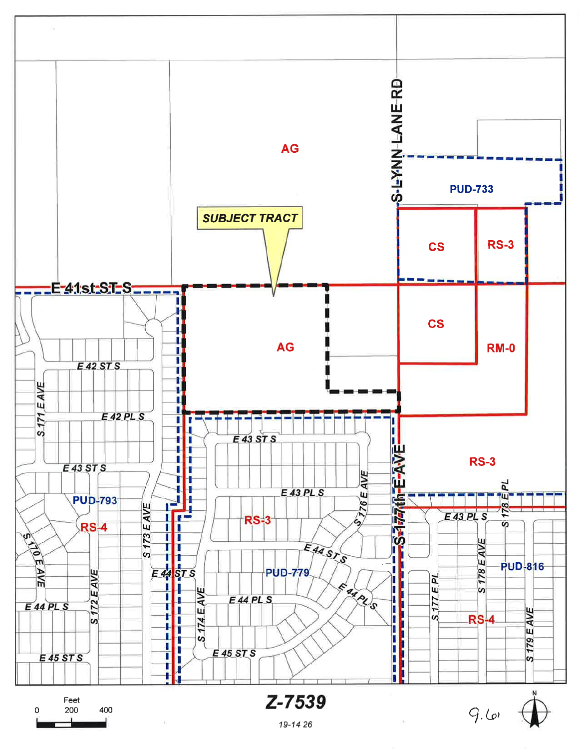AG

S LYNN LANE RD

PUD-733

SUBJECT TRACT

CS

RS-3

E 41st ST S

AG

CS

RM-0

E 42 ST S

S 171 E AVE

E 42 PL S

E 43 ST S

E 43 ST S

RS-3

PUD-793

RS-4

E 43 PL S

S 176 E AVE

S 177th E AVE

S 178 E PL

E 43 PL S

RS-3

S 170 E AVE

S 173 E AVE

E 44 ST S

PUD-779

E 44 ST S

E 44 PL S

S 178 E AVE

PUD-816

S 172 E AVE

E 44 PL S

S 174 E AVE

E 44 PL S

S 177 E PL

RS-4

E 45 ST S

E 45 ST S

S 179 E AVE

Feet

0 200 400

# Z-7539

19-14 26

9.6

N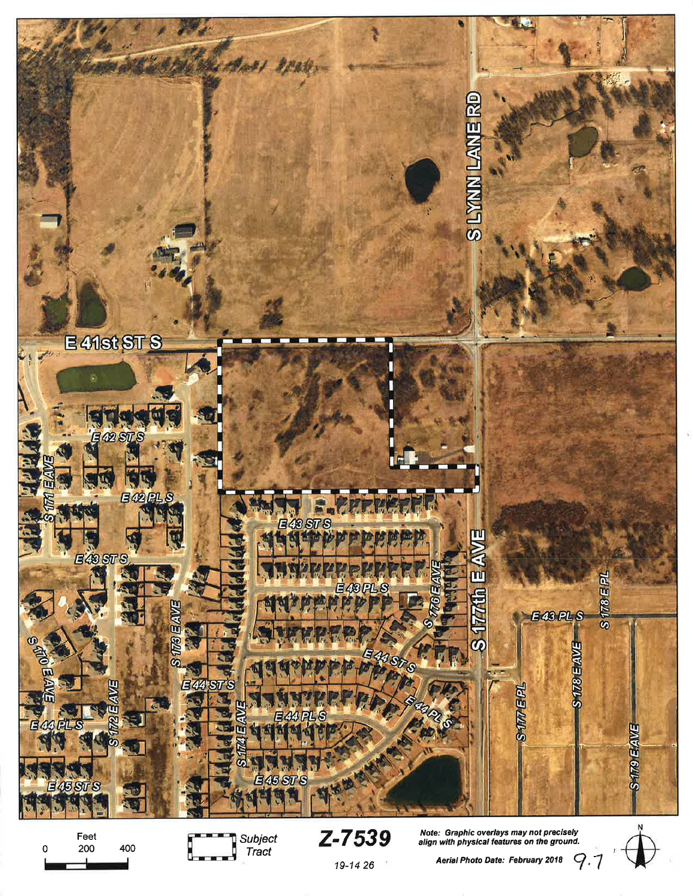E 41st ST S

S LYNN LANE RD

S 177th E AVE

E 42 ST S

E 42 PL S

E 43 ST S

E 43 PL S

E 44 ST S

E 44 PL S

E 45 ST S

S 170 E AVE

S 171 E AVE

S 172 E AVE

S 173 E AVE

S 174 E AVE

S 176 E AVE

S 177 E PL

S 178 E AVE

S 178 E PL

S 179 E AVE

Feet

0 200 400

Subject Tract

# Z-7539

19-14 26

*Note: Graphic overlays may not precisely align with physical features on the ground.*

*Aerial Photo Date: February 2018*

9.7

N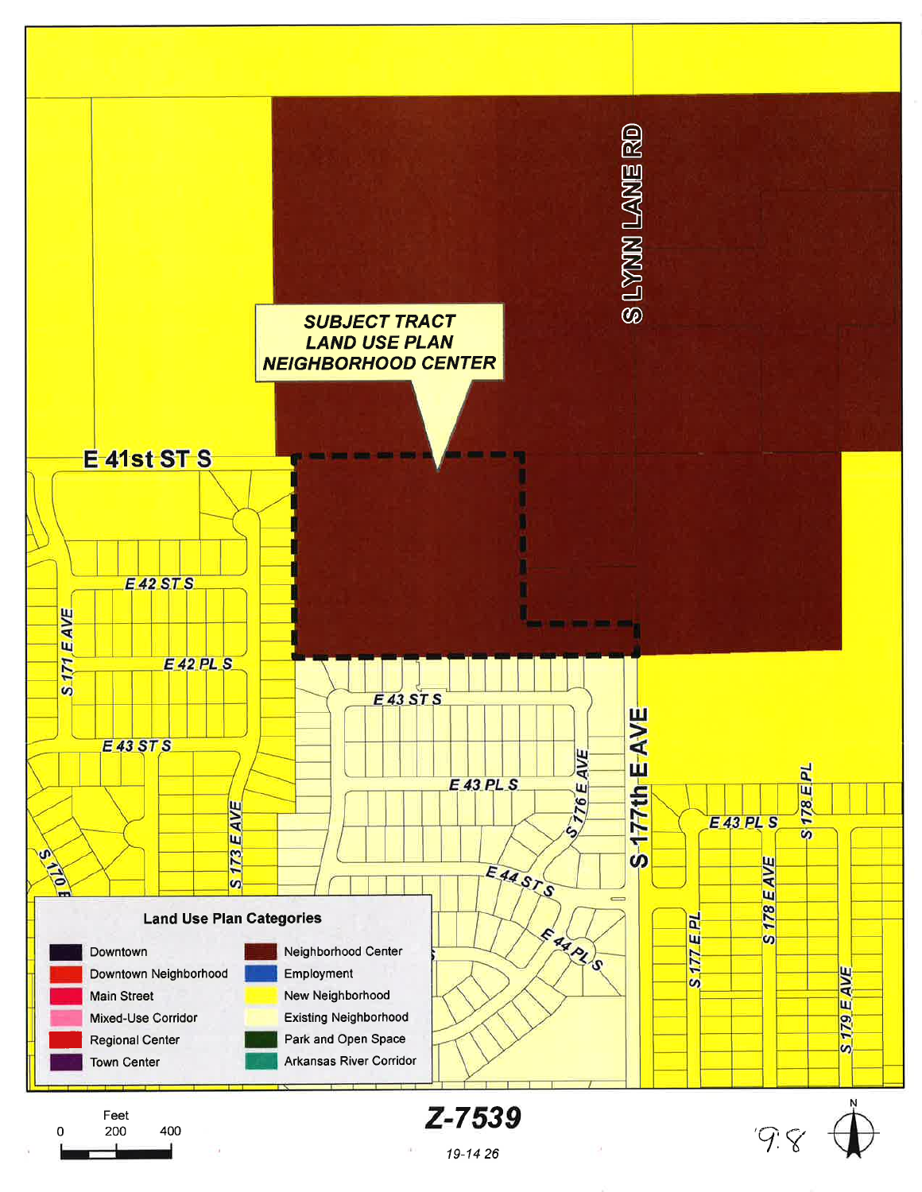SUBJECT TRACT
LAND USE PLAN
NEIGHBORHOOD CENTER

E 41st ST S

S LYNN LANE RD

E 42 ST S

E 42 PL S

S 171 E AVE

E 43 ST S

E 43 ST S

E 43 PL S

S 173 E AVE

S 170 E

S 176 E AVE

E 44 ST S

E 44 PL S

S 177th E AVE

E 43 PL S

S 178 E PL

S 178 E AVE

S 177 E PL

S 179 E AVE

**Land Use Plan Categories**

| | |
|---|---|
| Downtown | Neighborhood Center |
| Downtown Neighborhood | Employment |
| Main Street | New Neighborhood |
| Mixed-Use Corridor | Existing Neighborhood |
| Regional Center | Park and Open Space |
| Town Center | Arkansas River Corridor |

Feet
0 200 400

**Z-7539**

19-14 26

9.8

N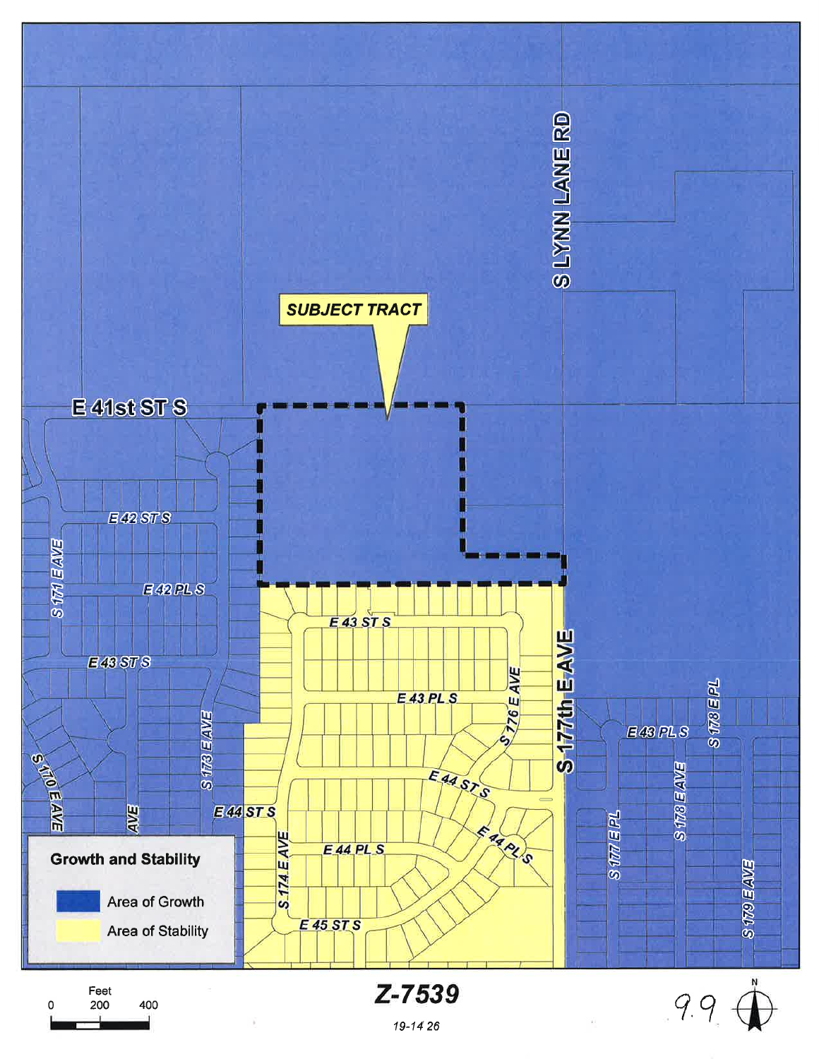SUBJECT TRACT

E 41st ST S

S LYNN LANE RD

E 42 ST S

E 42 PL S

S 171 E AVE

E 43 ST S

E 43 ST S

E 43 PL S

S 176 E AVE

S 177th E AVE

E 43 PL S

S 178 E PL

S 173 E AVE

S 170 E AVE

AVE

E 44 ST S

E 44 ST S

E 44 PL S

E 44 PL S

S 174 E AVE

E 45 ST S

S 177 E PL

S 178 E AVE

S 179 E AVE

**Growth and Stability**

Area of Growth

Area of Stability

Feet

0 200 400

**Z-7539**

19-14 26